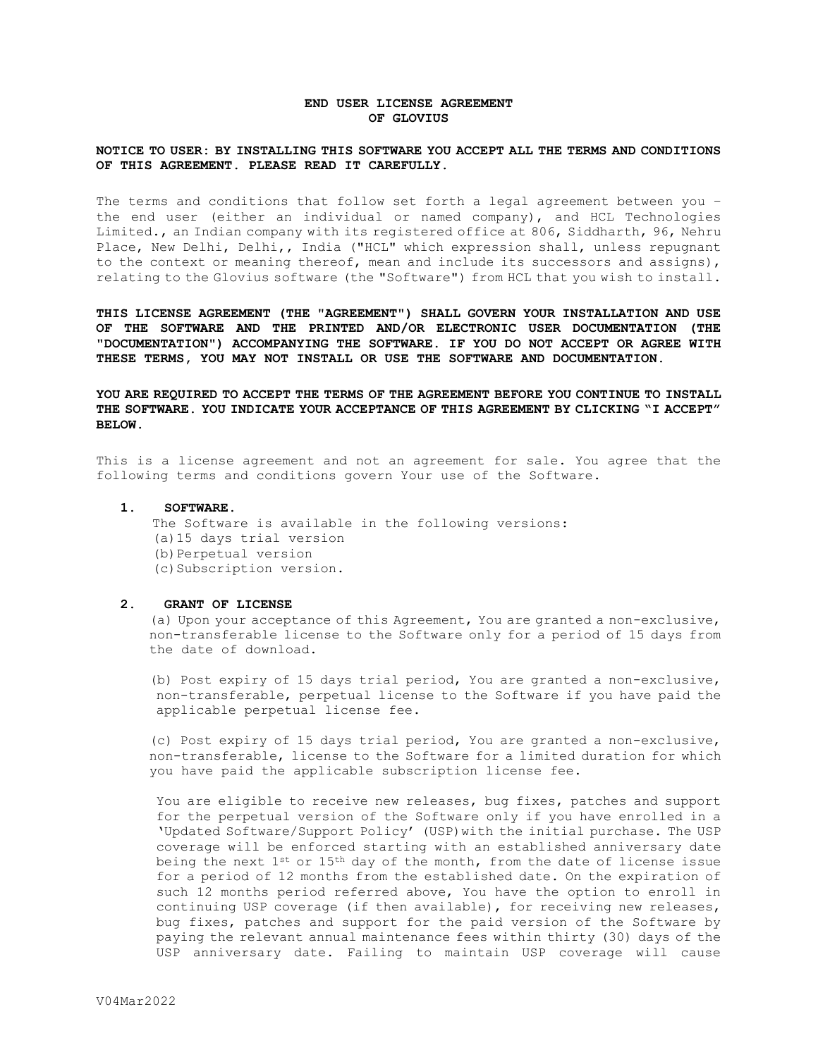# END USER LICENSE AGREEMENT OF GLOVIUS

**NOTICE TO USER: BY INSTALLING THIS SOFTWARE YOU ACCEPT ALL THE TERMS AND CONDITIONS OF THIS AGREEMENT. PLEASE READ IT CAREFULLY.**

The terms and conditions that follow set forth a legal agreement between you – the end user (either an individual or named company), and HCL Technologies Limited., an Indian company with its registered office at 806, Siddharth, 96, Nehru Place, New Delhi, Delhi,, India ("HCL" which expression shall, unless repugnant to the context or meaning thereof, mean and include its successors and assigns), relating to the Glovius software (the "Software") from HCL that you wish to install.

**THIS LICENSE AGREEMENT (THE "AGREEMENT") SHALL GOVERN YOUR INSTALLATION AND USE OF THE SOFTWARE AND THE PRINTED AND/OR ELECTRONIC USER DOCUMENTATION (THE "DOCUMENTATION") ACCOMPANYING THE SOFTWARE. IF YOU DO NOT ACCEPT OR AGREE WITH THESE TERMS, YOU MAY NOT INSTALL OR USE THE SOFTWARE AND DOCUMENTATION.**

**YOU ARE REQUIRED TO ACCEPT THE TERMS OF THE AGREEMENT BEFORE YOU CONTINUE TO INSTALL THE SOFTWARE. YOU INDICATE YOUR ACCEPTANCE OF THIS AGREEMENT BY CLICKING "I ACCEPT" BELOW.**

This is a license agreement and not an agreement for sale. You agree that the following terms and conditions govern Your use of the Software.

**1. SOFTWARE.**

The Software is available in the following versions:

(a) 15 days trial version

(b) Perpetual version

(c) Subscription version.

**2. GRANT OF LICENSE**

(a) Upon your acceptance of this Agreement, You are granted a non-exclusive, non-transferable license to the Software only for a period of 15 days from the date of download.

(b) Post expiry of 15 days trial period, You are granted a non-exclusive, non-transferable, perpetual license to the Software if you have paid the applicable perpetual license fee.

(c) Post expiry of 15 days trial period, You are granted a non-exclusive, non-transferable, license to the Software for a limited duration for which you have paid the applicable subscription license fee.

You are eligible to receive new releases, bug fixes, patches and support for the perpetual version of the Software only if you have enrolled in a 'Updated Software/Support Policy' (USP) with the initial purchase. The USP coverage will be enforced starting with an established anniversary date being the next 1st or 15th day of the month, from the date of license issue for a period of 12 months from the established date. On the expiration of such 12 months period referred above, You have the option to enroll in continuing USP coverage (if then available), for receiving new releases, bug fixes, patches and support for the paid version of the Software by paying the relevant annual maintenance fees within thirty (30) days of the USP anniversary date. Failing to maintain USP coverage will cause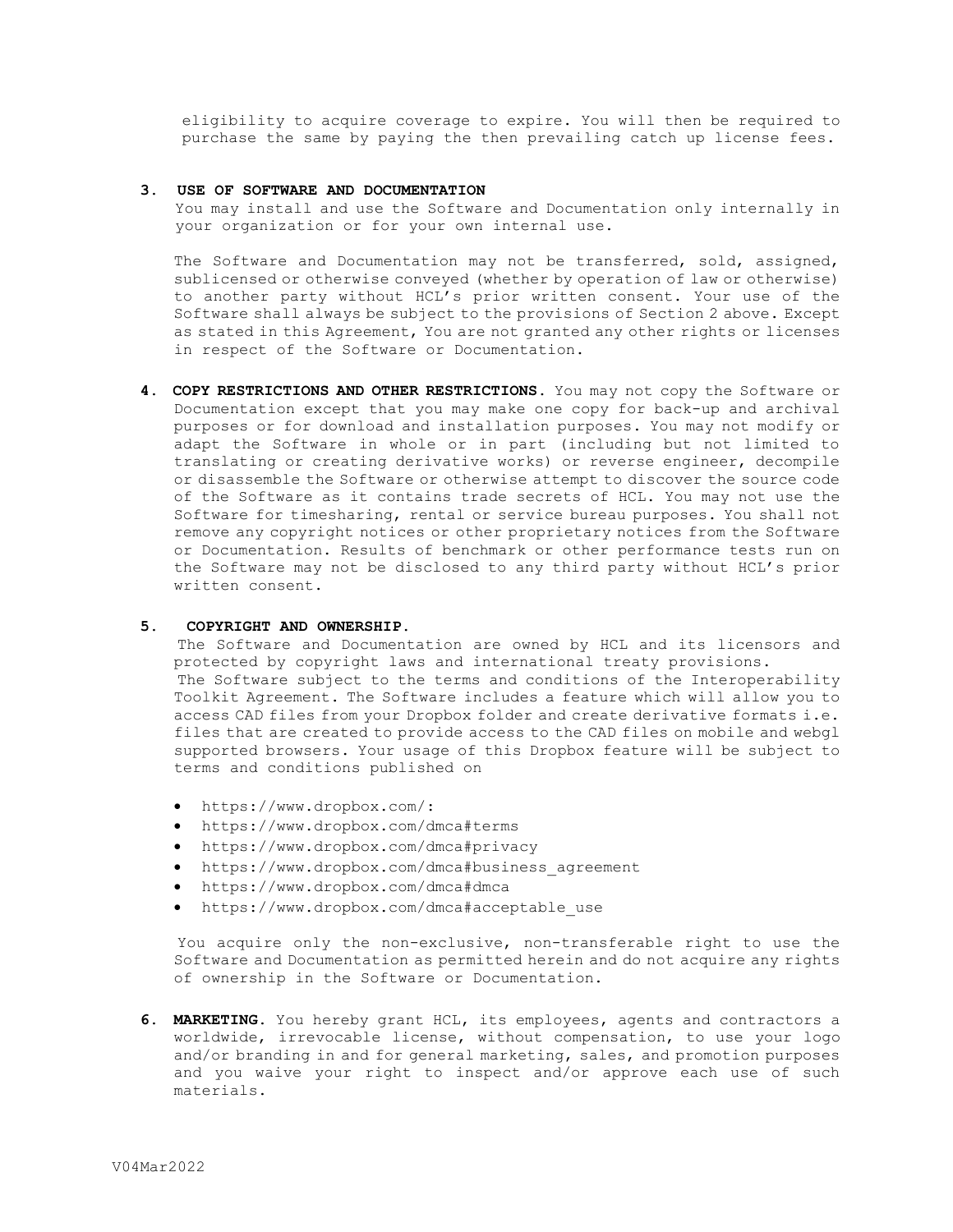eligibility to acquire coverage to expire. You will then be required to purchase the same by paying the then prevailing catch up license fees.

**3. USE OF SOFTWARE AND DOCUMENTATION**

You may install and use the Software and Documentation only internally in your organization or for your own internal use.

The Software and Documentation may not be transferred, sold, assigned, sublicensed or otherwise conveyed (whether by operation of law or otherwise) to another party without HCL's prior written consent. Your use of the Software shall always be subject to the provisions of Section 2 above. Except as stated in this Agreement, You are not granted any other rights or licenses in respect of the Software or Documentation.

**4. COPY RESTRICTIONS AND OTHER RESTRICTIONS.** You may not copy the Software or Documentation except that you may make one copy for back-up and archival purposes or for download and installation purposes. You may not modify or adapt the Software in whole or in part (including but not limited to translating or creating derivative works) or reverse engineer, decompile or disassemble the Software or otherwise attempt to discover the source code of the Software as it contains trade secrets of HCL. You may not use the Software for timesharing, rental or service bureau purposes. You shall not remove any copyright notices or other proprietary notices from the Software or Documentation. Results of benchmark or other performance tests run on the Software may not be disclosed to any third party without HCL's prior written consent.

**5. COPYRIGHT AND OWNERSHIP.**

The Software and Documentation are owned by HCL and its licensors and protected by copyright laws and international treaty provisions.
The Software subject to the terms and conditions of the Interoperability Toolkit Agreement. The Software includes a feature which will allow you to access CAD files from your Dropbox folder and create derivative formats i.e. files that are created to provide access to the CAD files on mobile and webgl supported browsers. Your usage of this Dropbox feature will be subject to terms and conditions published on

- https://www.dropbox.com/:
- https://www.dropbox.com/dmca#terms
- https://www.dropbox.com/dmca#privacy
- https://www.dropbox.com/dmca#business_agreement
- https://www.dropbox.com/dmca#dmca
- https://www.dropbox.com/dmca#acceptable_use

You acquire only the non-exclusive, non-transferable right to use the Software and Documentation as permitted herein and do not acquire any rights of ownership in the Software or Documentation.

**6. MARKETING.** You hereby grant HCL, its employees, agents and contractors a worldwide, irrevocable license, without compensation, to use your logo and/or branding in and for general marketing, sales, and promotion purposes and you waive your right to inspect and/or approve each use of such materials.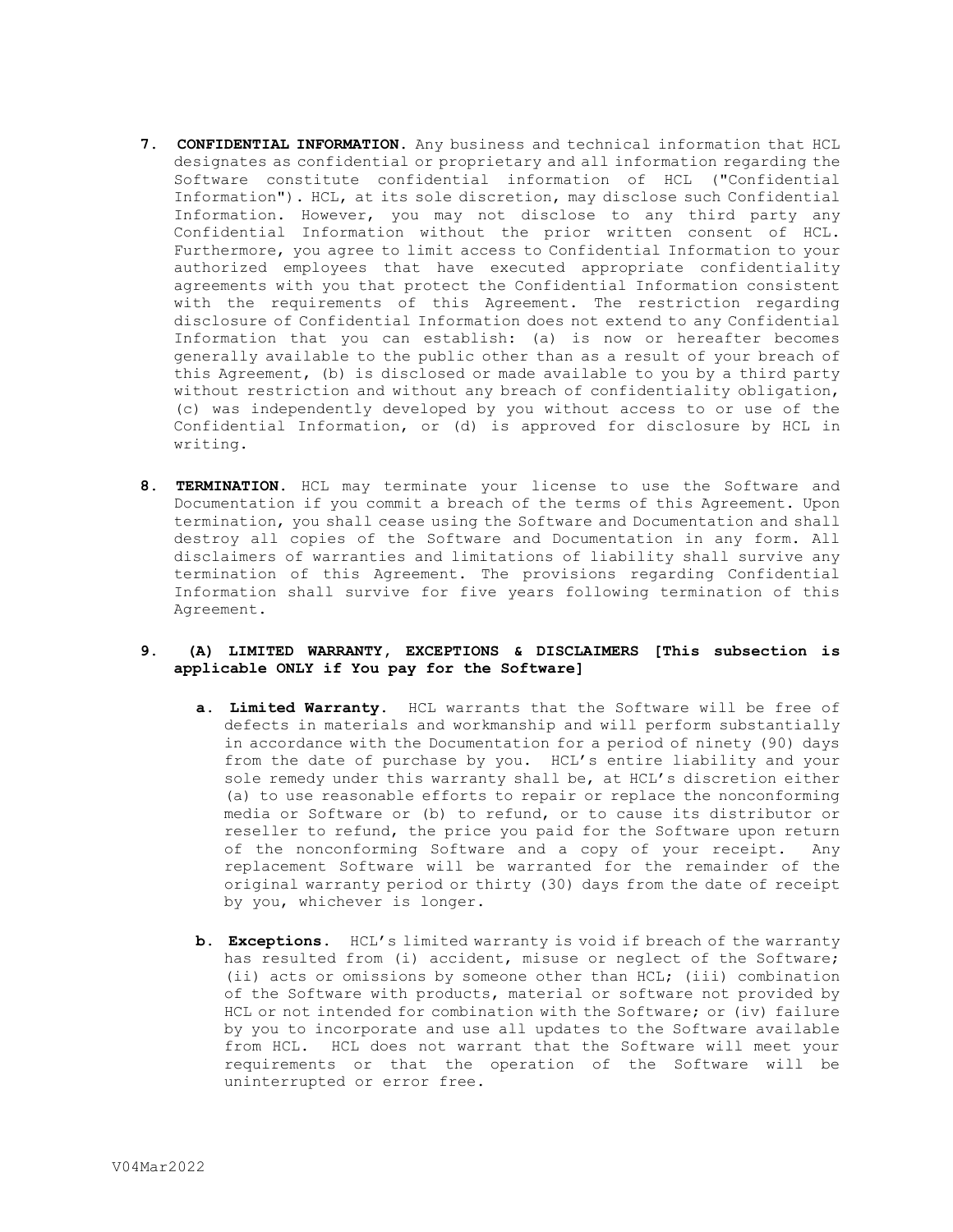7. **CONFIDENTIAL INFORMATION.** Any business and technical information that HCL designates as confidential or proprietary and all information regarding the Software constitute confidential information of HCL ("Confidential Information"). HCL, at its sole discretion, may disclose such Confidential Information. However, you may not disclose to any third party any Confidential Information without the prior written consent of HCL. Furthermore, you agree to limit access to Confidential Information to your authorized employees that have executed appropriate confidentiality agreements with you that protect the Confidential Information consistent with the requirements of this Agreement. The restriction regarding disclosure of Confidential Information does not extend to any Confidential Information that you can establish: (a) is now or hereafter becomes generally available to the public other than as a result of your breach of this Agreement, (b) is disclosed or made available to you by a third party without restriction and without any breach of confidentiality obligation, (c) was independently developed by you without access to or use of the Confidential Information, or (d) is approved for disclosure by HCL in writing.

8. **TERMINATION.** HCL may terminate your license to use the Software and Documentation if you commit a breach of the terms of this Agreement. Upon termination, you shall cease using the Software and Documentation and shall destroy all copies of the Software and Documentation in any form. All disclaimers of warranties and limitations of liability shall survive any termination of this Agreement. The provisions regarding Confidential Information shall survive for five years following termination of this Agreement.

9. **(A) LIMITED WARRANTY, EXCEPTIONS & DISCLAIMERS [This subsection is applicable ONLY if You pay for the Software]**

   a. **Limited Warranty.** HCL warrants that the Software will be free of defects in materials and workmanship and will perform substantially in accordance with the Documentation for a period of ninety (90) days from the date of purchase by you. HCL's entire liability and your sole remedy under this warranty shall be, at HCL's discretion either (a) to use reasonable efforts to repair or replace the nonconforming media or Software or (b) to refund, or to cause its distributor or reseller to refund, the price you paid for the Software upon return of the nonconforming Software and a copy of your receipt. Any replacement Software will be warranted for the remainder of the original warranty period or thirty (30) days from the date of receipt by you, whichever is longer.

   b. **Exceptions.** HCL's limited warranty is void if breach of the warranty has resulted from (i) accident, misuse or neglect of the Software; (ii) acts or omissions by someone other than HCL; (iii) combination of the Software with products, material or software not provided by HCL or not intended for combination with the Software; or (iv) failure by you to incorporate and use all updates to the Software available from HCL. HCL does not warrant that the Software will meet your requirements or that the operation of the Software will be uninterrupted or error free.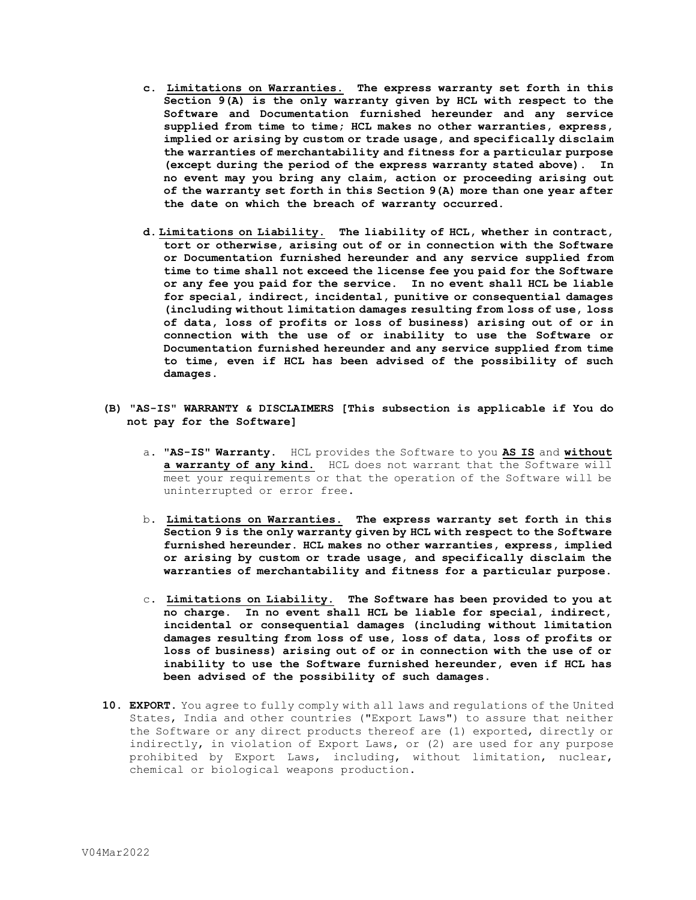c. **Limitations on Warranties. The express warranty set forth in this Section 9(A) is the only warranty given by HCL with respect to the Software and Documentation furnished hereunder and any service supplied from time to time; HCL makes no other warranties, express, implied or arising by custom or trade usage, and specifically disclaim the warranties of merchantability and fitness for a particular purpose (except during the period of the express warranty stated above). In no event may you bring any claim, action or proceeding arising out of the warranty set forth in this Section 9(A) more than one year after the date on which the breach of warranty occurred.**

d. **Limitations on Liability. The liability of HCL, whether in contract, tort or otherwise, arising out of or in connection with the Software or Documentation furnished hereunder and any service supplied from time to time shall not exceed the license fee you paid for the Software or any fee you paid for the service. In no event shall HCL be liable for special, indirect, incidental, punitive or consequential damages (including without limitation damages resulting from loss of use, loss of data, loss of profits or loss of business) arising out of or in connection with the use of or inability to use the Software or Documentation furnished hereunder and any service supplied from time to time, even if HCL has been advised of the possibility of such damages.**

**(B) "AS-IS" WARRANTY & DISCLAIMERS [This subsection is applicable if You do not pay for the Software]**

a. **"AS-IS" Warranty.** HCL provides the Software to you **AS IS** and **without a warranty of any kind.** HCL does not warrant that the Software will meet your requirements or that the operation of the Software will be uninterrupted or error free.

b. **Limitations on Warranties. The express warranty set forth in this Section 9 is the only warranty given by HCL with respect to the Software furnished hereunder. HCL makes no other warranties, express, implied or arising by custom or trade usage, and specifically disclaim the warranties of merchantability and fitness for a particular purpose.**

c. **Limitations on Liability. The Software has been provided to you at no charge. In no event shall HCL be liable for special, indirect, incidental or consequential damages (including without limitation damages resulting from loss of use, loss of data, loss of profits or loss of business) arising out of or in connection with the use of or inability to use the Software furnished hereunder, even if HCL has been advised of the possibility of such damages.**

**10. EXPORT.** You agree to fully comply with all laws and regulations of the United States, India and other countries ("Export Laws") to assure that neither the Software or any direct products thereof are (1) exported, directly or indirectly, in violation of Export Laws, or (2) are used for any purpose prohibited by Export Laws, including, without limitation, nuclear, chemical or biological weapons production.

V04Mar2022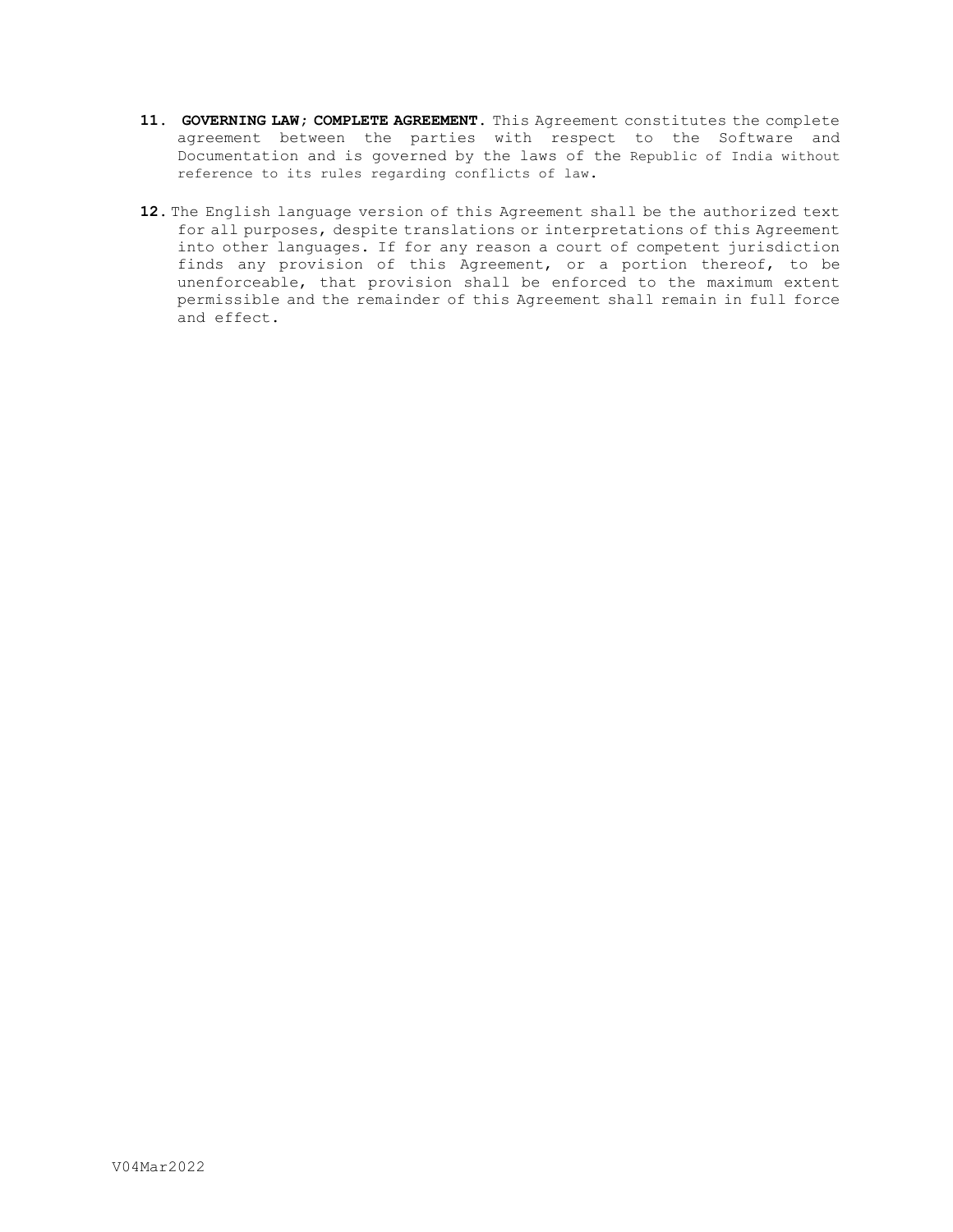11. **GOVERNING LAW; COMPLETE AGREEMENT.** This Agreement constitutes the complete agreement between the parties with respect to the Software and Documentation and is governed by the laws of the Republic of India without reference to its rules regarding conflicts of law.

12. The English language version of this Agreement shall be the authorized text for all purposes, despite translations or interpretations of this Agreement into other languages. If for any reason a court of competent jurisdiction finds any provision of this Agreement, or a portion thereof, to be unenforceable, that provision shall be enforced to the maximum extent permissible and the remainder of this Agreement shall remain in full force and effect.

V04Mar2022